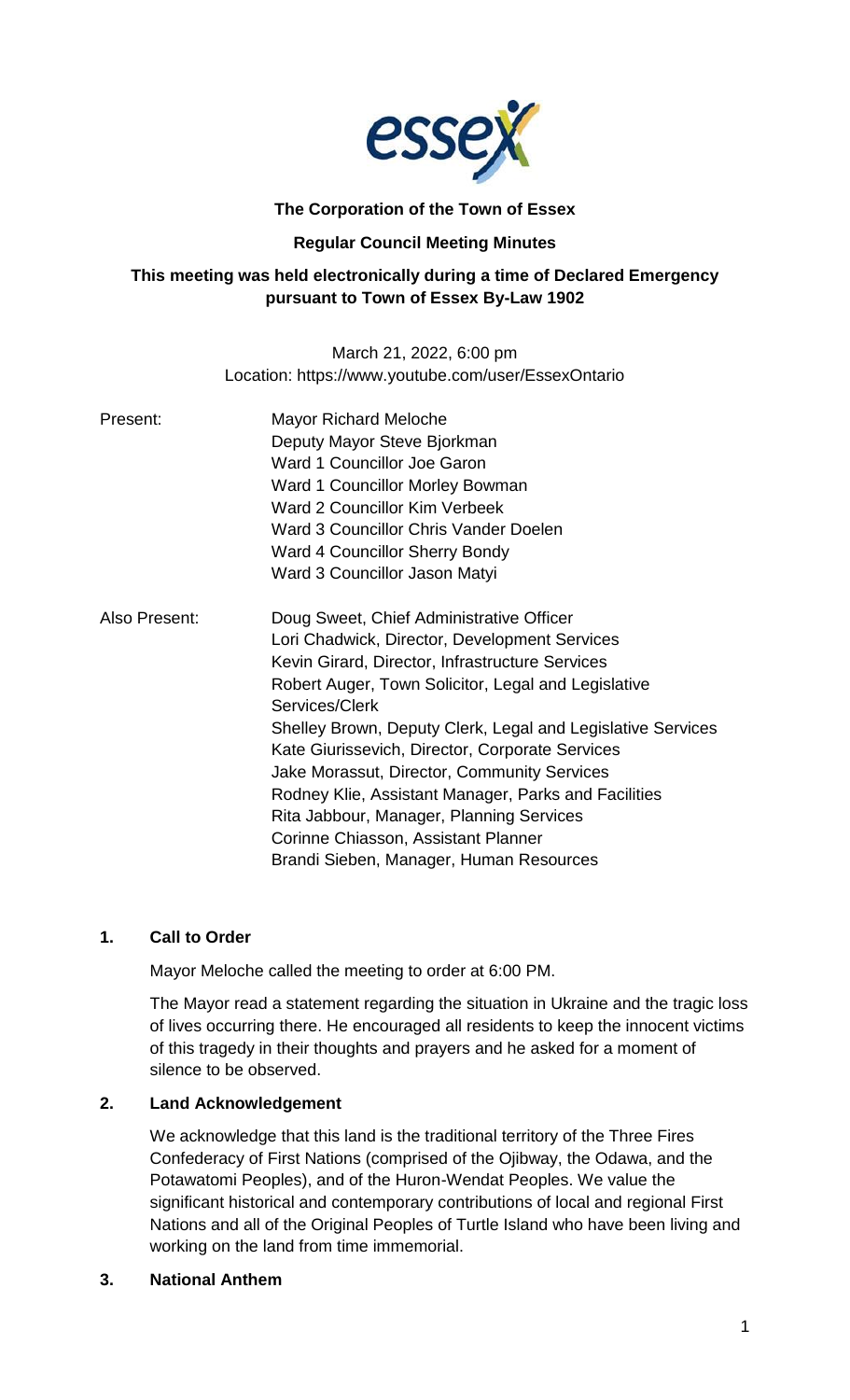**The Corporation of the Town of Essex**

**Regular Council Meeting Minutes**

**This meeting was held electronically during a time of Declared Emergency pursuant to Town of Essex By-Law 1902**

March 21, 2022, 6:00 pm
Location: https://www.youtube.com/user/EssexOntario

Present:
- Mayor Richard Meloche
- Deputy Mayor Steve Bjorkman
- Ward 1 Councillor Joe Garon
- Ward 1 Councillor Morley Bowman
- Ward 2 Councillor Kim Verbeek
- Ward 3 Councillor Chris Vander Doelen
- Ward 4 Councillor Sherry Bondy
- Ward 3 Councillor Jason Matyi

Also Present:
- Doug Sweet, Chief Administrative Officer
- Lori Chadwick, Director, Development Services
- Kevin Girard, Director, Infrastructure Services
- Robert Auger, Town Solicitor, Legal and Legislative Services/Clerk
- Shelley Brown, Deputy Clerk, Legal and Legislative Services
- Kate Giurissevich, Director, Corporate Services
- Jake Morassut, Director, Community Services
- Rodney Klie, Assistant Manager, Parks and Facilities
- Rita Jabbour, Manager, Planning Services
- Corinne Chiasson, Assistant Planner
- Brandi Sieben, Manager, Human Resources

## 1. Call to Order

Mayor Meloche called the meeting to order at 6:00 PM.

The Mayor read a statement regarding the situation in Ukraine and the tragic loss of lives occurring there. He encouraged all residents to keep the innocent victims of this tragedy in their thoughts and prayers and he asked for a moment of silence to be observed.

## 2. Land Acknowledgement

We acknowledge that this land is the traditional territory of the Three Fires Confederacy of First Nations (comprised of the Ojibway, the Odawa, and the Potawatomi Peoples), and of the Huron-Wendat Peoples. We value the significant historical and contemporary contributions of local and regional First Nations and all of the Original Peoples of Turtle Island who have been living and working on the land from time immemorial.

## 3. National Anthem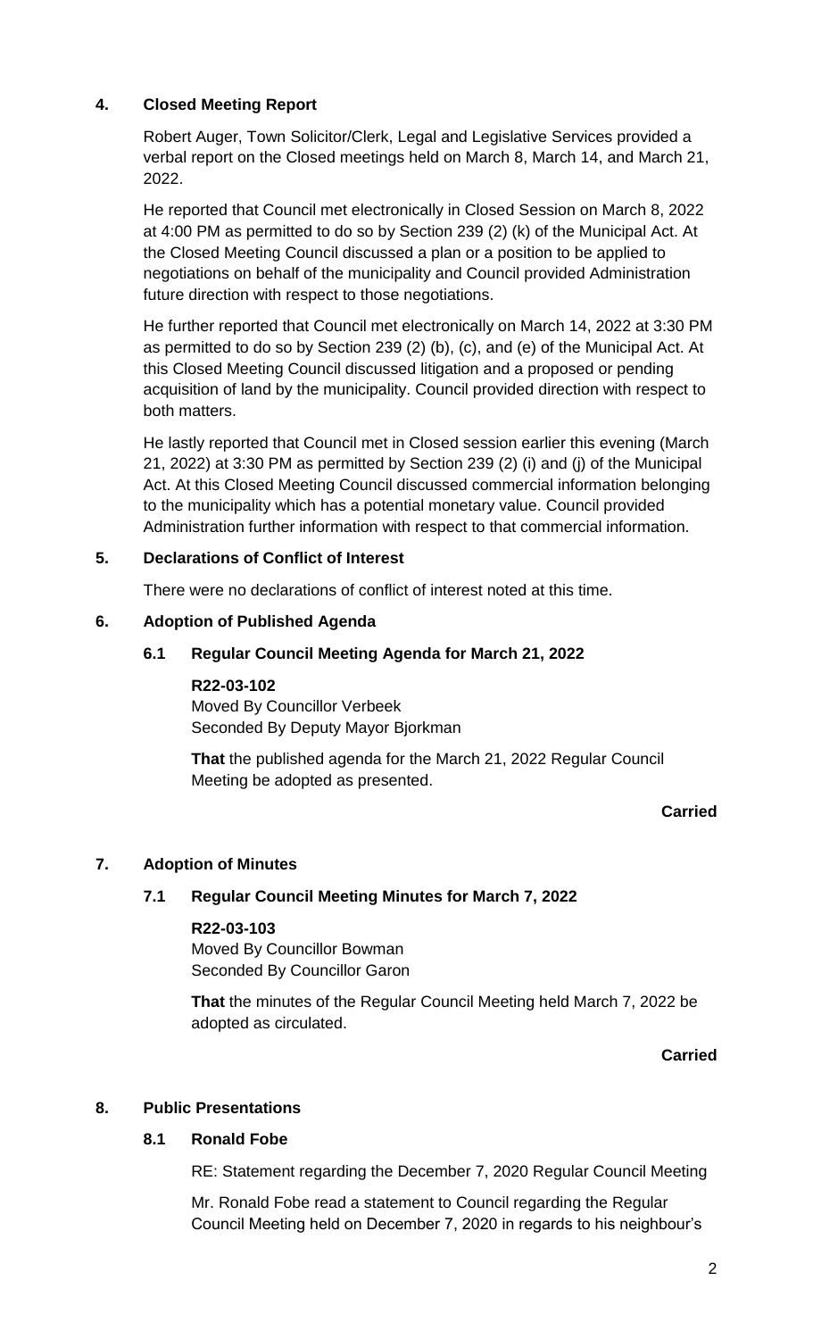## 4. Closed Meeting Report

Robert Auger, Town Solicitor/Clerk, Legal and Legislative Services provided a verbal report on the Closed meetings held on March 8, March 14, and March 21, 2022.

He reported that Council met electronically in Closed Session on March 8, 2022 at 4:00 PM as permitted to do so by Section 239 (2) (k) of the Municipal Act. At the Closed Meeting Council discussed a plan or a position to be applied to negotiations on behalf of the municipality and Council provided Administration future direction with respect to those negotiations.

He further reported that Council met electronically on March 14, 2022 at 3:30 PM as permitted to do so by Section 239 (2) (b), (c), and (e) of the Municipal Act. At this Closed Meeting Council discussed litigation and a proposed or pending acquisition of land by the municipality. Council provided direction with respect to both matters.

He lastly reported that Council met in Closed session earlier this evening (March 21, 2022) at 3:30 PM as permitted by Section 239 (2) (i) and (j) of the Municipal Act. At this Closed Meeting Council discussed commercial information belonging to the municipality which has a potential monetary value. Council provided Administration further information with respect to that commercial information.

## 5. Declarations of Conflict of Interest

There were no declarations of conflict of interest noted at this time.

## 6. Adoption of Published Agenda

### 6.1 Regular Council Meeting Agenda for March 21, 2022

**R22-03-102**
Moved By Councillor Verbeek
Seconded By Deputy Mayor Bjorkman

**That** the published agenda for the March 21, 2022 Regular Council Meeting be adopted as presented.

**Carried**

## 7. Adoption of Minutes

### 7.1 Regular Council Meeting Minutes for March 7, 2022

**R22-03-103**
Moved By Councillor Bowman
Seconded By Councillor Garon

**That** the minutes of the Regular Council Meeting held March 7, 2022 be adopted as circulated.

**Carried**

## 8. Public Presentations

### 8.1 Ronald Fobe

RE: Statement regarding the December 7, 2020 Regular Council Meeting

Mr. Ronald Fobe read a statement to Council regarding the Regular Council Meeting held on December 7, 2020 in regards to his neighbour's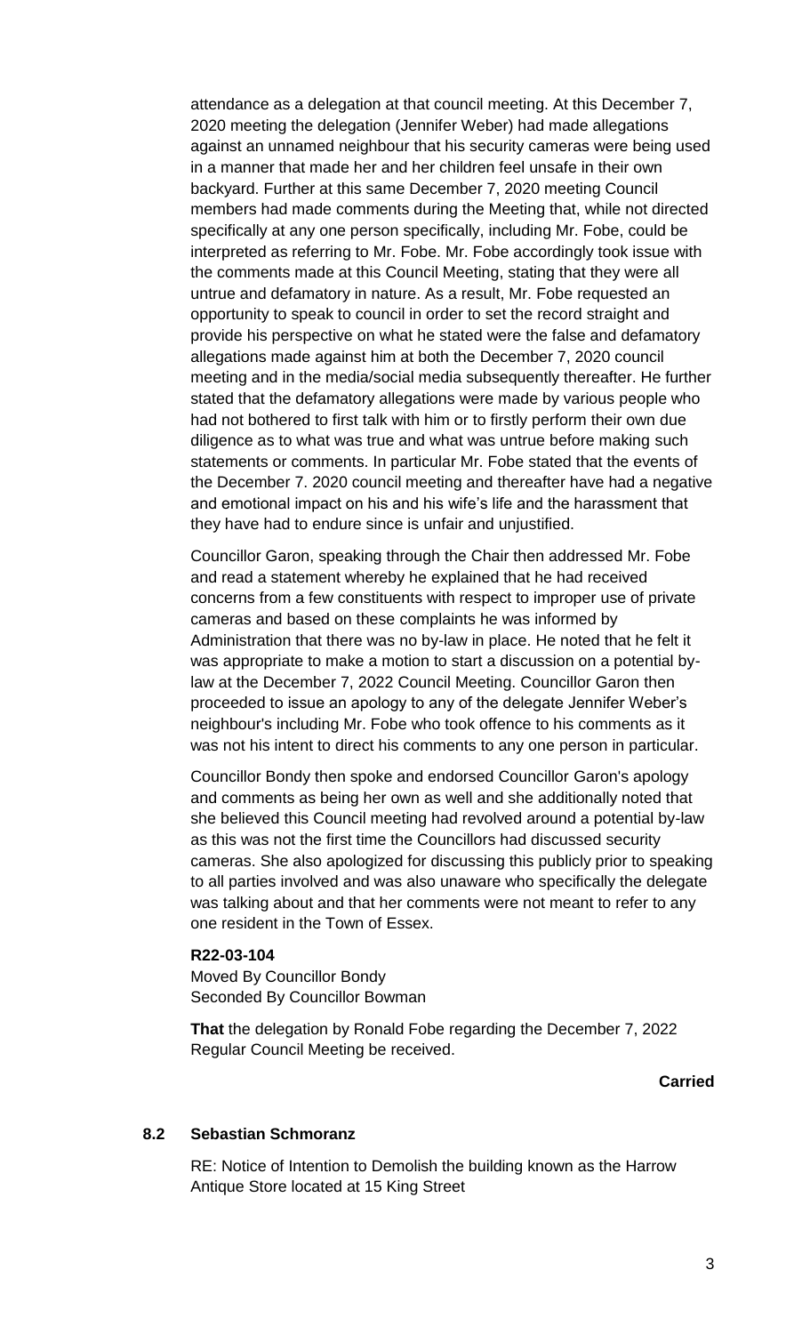attendance as a delegation at that council meeting. At this December 7, 2020 meeting the delegation (Jennifer Weber) had made allegations against an unnamed neighbour that his security cameras were being used in a manner that made her and her children feel unsafe in their own backyard. Further at this same December 7, 2020 meeting Council members had made comments during the Meeting that, while not directed specifically at any one person specifically, including Mr. Fobe, could be interpreted as referring to Mr. Fobe. Mr. Fobe accordingly took issue with the comments made at this Council Meeting, stating that they were all untrue and defamatory in nature. As a result, Mr. Fobe requested an opportunity to speak to council in order to set the record straight and provide his perspective on what he stated were the false and defamatory allegations made against him at both the December 7, 2020 council meeting and in the media/social media subsequently thereafter. He further stated that the defamatory allegations were made by various people who had not bothered to first talk with him or to firstly perform their own due diligence as to what was true and what was untrue before making such statements or comments. In particular Mr. Fobe stated that the events of the December 7. 2020 council meeting and thereafter have had a negative and emotional impact on his and his wife's life and the harassment that they have had to endure since is unfair and unjustified.

Councillor Garon, speaking through the Chair then addressed Mr. Fobe and read a statement whereby he explained that he had received concerns from a few constituents with respect to improper use of private cameras and based on these complaints he was informed by Administration that there was no by-law in place. He noted that he felt it was appropriate to make a motion to start a discussion on a potential by-law at the December 7, 2022 Council Meeting. Councillor Garon then proceeded to issue an apology to any of the delegate Jennifer Weber's neighbour's including Mr. Fobe who took offence to his comments as it was not his intent to direct his comments to any one person in particular.

Councillor Bondy then spoke and endorsed Councillor Garon's apology and comments as being her own as well and she additionally noted that she believed this Council meeting had revolved around a potential by-law as this was not the first time the Councillors had discussed security cameras. She also apologized for discussing this publicly prior to speaking to all parties involved and was also unaware who specifically the delegate was talking about and that her comments were not meant to refer to any one resident in the Town of Essex.

**R22-03-104**

Moved By Councillor Bondy
Seconded By Councillor Bowman

**That** the delegation by Ronald Fobe regarding the December 7, 2022 Regular Council Meeting be received.

**Carried**

### 8.2 Sebastian Schmoranz

RE: Notice of Intention to Demolish the building known as the Harrow Antique Store located at 15 King Street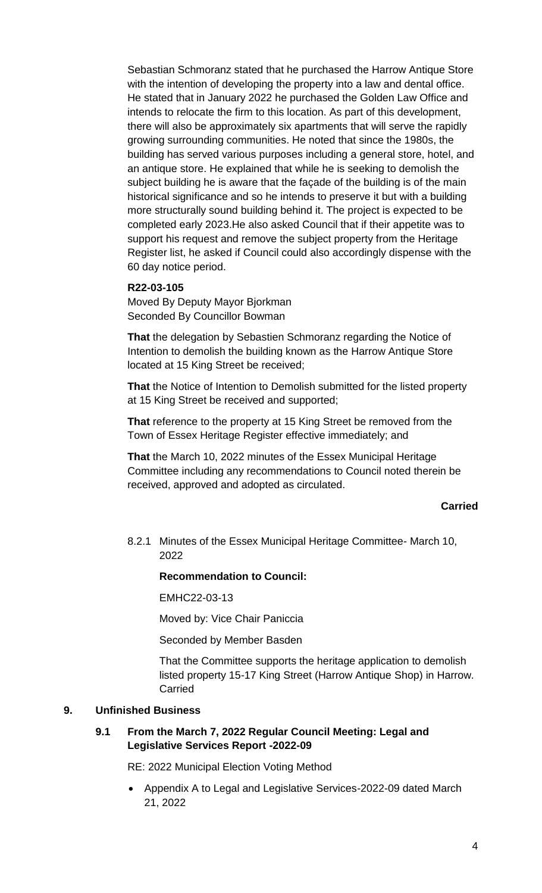Sebastian Schmoranz stated that he purchased the Harrow Antique Store with the intention of developing the property into a law and dental office. He stated that in January 2022 he purchased the Golden Law Office and intends to relocate the firm to this location. As part of this development, there will also be approximately six apartments that will serve the rapidly growing surrounding communities. He noted that since the 1980s, the building has served various purposes including a general store, hotel, and an antique store. He explained that while he is seeking to demolish the subject building he is aware that the façade of the building is of the main historical significance and so he intends to preserve it but with a building more structurally sound building behind it. The project is expected to be completed early 2023.He also asked Council that if their appetite was to support his request and remove the subject property from the Heritage Register list, he asked if Council could also accordingly dispense with the 60 day notice period.

**R22-03-105**

Moved By Deputy Mayor Bjorkman
Seconded By Councillor Bowman

**That** the delegation by Sebastien Schmoranz regarding the Notice of Intention to demolish the building known as the Harrow Antique Store located at 15 King Street be received;

**That** the Notice of Intention to Demolish submitted for the listed property at 15 King Street be received and supported;

**That** reference to the property at 15 King Street be removed from the Town of Essex Heritage Register effective immediately; and

**That** the March 10, 2022 minutes of the Essex Municipal Heritage Committee including any recommendations to Council noted therein be received, approved and adopted as circulated.

**Carried**

8.2.1 Minutes of the Essex Municipal Heritage Committee- March 10, 2022

**Recommendation to Council:**

EMHC22-03-13

Moved by: Vice Chair Paniccia

Seconded by Member Basden

That the Committee supports the heritage application to demolish listed property 15-17 King Street (Harrow Antique Shop) in Harrow. Carried

## 9. Unfinished Business

### 9.1 From the March 7, 2022 Regular Council Meeting: Legal and Legislative Services Report -2022-09

RE: 2022 Municipal Election Voting Method

- Appendix A to Legal and Legislative Services-2022-09 dated March 21, 2022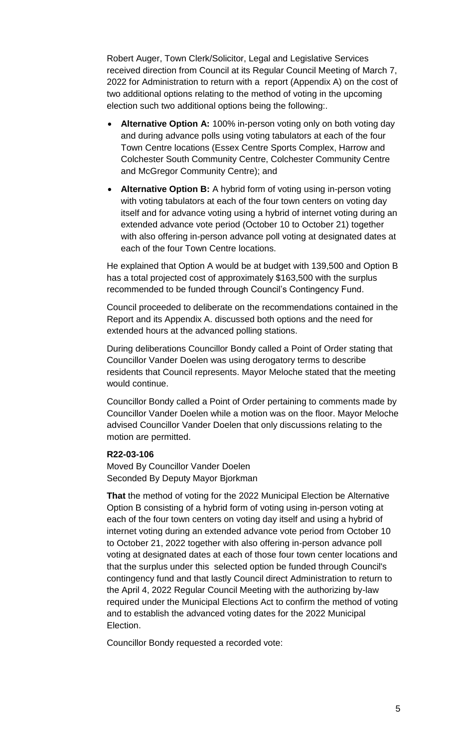Robert Auger, Town Clerk/Solicitor, Legal and Legislative Services received direction from Council at its Regular Council Meeting of March 7, 2022 for Administration to return with a report (Appendix A) on the cost of two additional options relating to the method of voting in the upcoming election such two additional options being the following:.

- **Alternative Option A:** 100% in-person voting only on both voting day and during advance polls using voting tabulators at each of the four Town Centre locations (Essex Centre Sports Complex, Harrow and Colchester South Community Centre, Colchester Community Centre and McGregor Community Centre); and
- **Alternative Option B:** A hybrid form of voting using in-person voting with voting tabulators at each of the four town centers on voting day itself and for advance voting using a hybrid of internet voting during an extended advance vote period (October 10 to October 21) together with also offering in-person advance poll voting at designated dates at each of the four Town Centre locations.

He explained that Option A would be at budget with 139,500 and Option B has a total projected cost of approximately $163,500 with the surplus recommended to be funded through Council's Contingency Fund.

Council proceeded to deliberate on the recommendations contained in the Report and its Appendix A. discussed both options and the need for extended hours at the advanced polling stations.

During deliberations Councillor Bondy called a Point of Order stating that Councillor Vander Doelen was using derogatory terms to describe residents that Council represents. Mayor Meloche stated that the meeting would continue.

Councillor Bondy called a Point of Order pertaining to comments made by Councillor Vander Doelen while a motion was on the floor. Mayor Meloche advised Councillor Vander Doelen that only discussions relating to the motion are permitted.

**R22-03-106**

Moved By Councillor Vander Doelen
Seconded By Deputy Mayor Bjorkman

**That** the method of voting for the 2022 Municipal Election be Alternative Option B consisting of a hybrid form of voting using in-person voting at each of the four town centers on voting day itself and using a hybrid of internet voting during an extended advance vote period from October 10 to October 21, 2022 together with also offering in-person advance poll voting at designated dates at each of those four town center locations and that the surplus under this selected option be funded through Council's contingency fund and that lastly Council direct Administration to return to the April 4, 2022 Regular Council Meeting with the authorizing by-law required under the Municipal Elections Act to confirm the method of voting and to establish the advanced voting dates for the 2022 Municipal Election.

Councillor Bondy requested a recorded vote: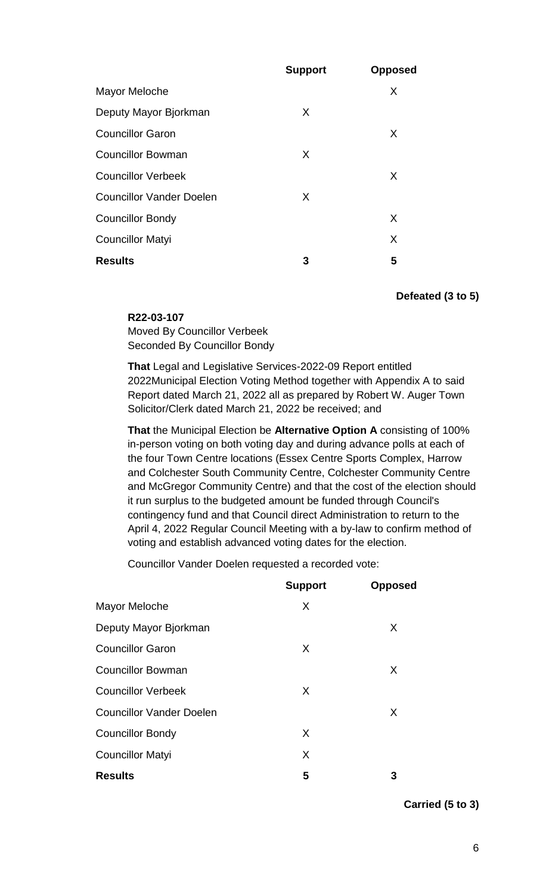| | Support | Opposed |
|---|---|---|
| Mayor Meloche | | X |
| Deputy Mayor Bjorkman | X | |
| Councillor Garon | | X |
| Councillor Bowman | X | |
| Councillor Verbeek | | X |
| Councillor Vander Doelen | X | |
| Councillor Bondy | | X |
| Councillor Matyi | | X |
| **Results** | **3** | **5** |

**Defeated (3 to 5)**

**R22-03-107**
Moved By Councillor Verbeek
Seconded By Councillor Bondy

**That** Legal and Legislative Services-2022-09 Report entitled 2022Municipal Election Voting Method together with Appendix A to said Report dated March 21, 2022 all as prepared by Robert W. Auger Town Solicitor/Clerk dated March 21, 2022 be received; and

**That** the Municipal Election be **Alternative Option A** consisting of 100% in-person voting on both voting day and during advance polls at each of the four Town Centre locations (Essex Centre Sports Complex, Harrow and Colchester South Community Centre, Colchester Community Centre and McGregor Community Centre) and that the cost of the election should it run surplus to the budgeted amount be funded through Council's contingency fund and that Council direct Administration to return to the April 4, 2022 Regular Council Meeting with a by-law to confirm method of voting and establish advanced voting dates for the election.

Councillor Vander Doelen requested a recorded vote:

| | Support | Opposed |
|---|---|---|
| Mayor Meloche | X | |
| Deputy Mayor Bjorkman | | X |
| Councillor Garon | X | |
| Councillor Bowman | | X |
| Councillor Verbeek | X | |
| Councillor Vander Doelen | | X |
| Councillor Bondy | X | |
| Councillor Matyi | X | |
| **Results** | **5** | **3** |

**Carried (5 to 3)**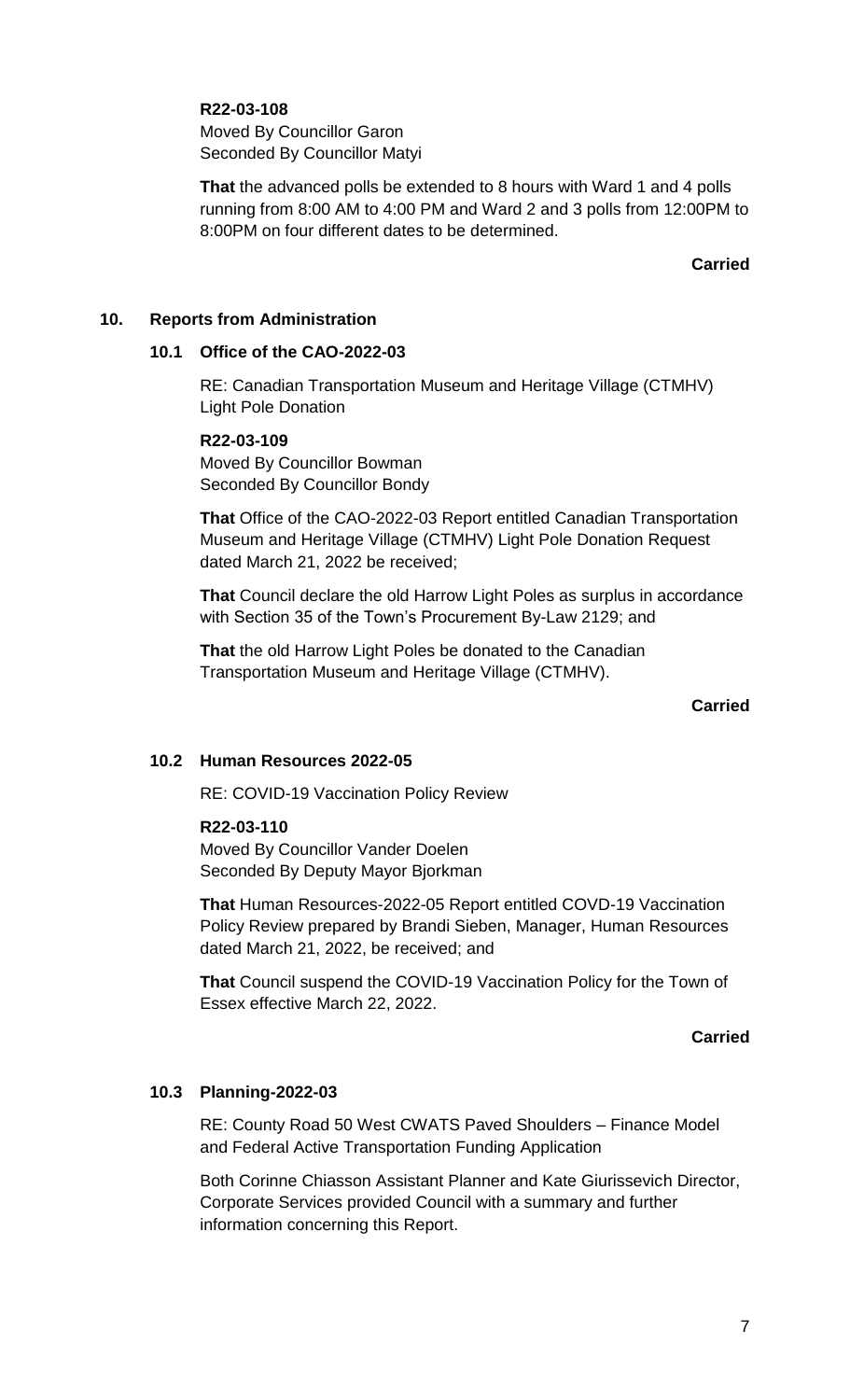**R22-03-108**
Moved By Councillor Garon
Seconded By Councillor Matyi

**That** the advanced polls be extended to 8 hours with Ward 1 and 4 polls running from 8:00 AM to 4:00 PM and Ward 2 and 3 polls from 12:00PM to 8:00PM on four different dates to be determined.

**Carried**

## 10. Reports from Administration

### 10.1 Office of the CAO-2022-03

RE: Canadian Transportation Museum and Heritage Village (CTMHV) Light Pole Donation

**R22-03-109**
Moved By Councillor Bowman
Seconded By Councillor Bondy

**That** Office of the CAO-2022-03 Report entitled Canadian Transportation Museum and Heritage Village (CTMHV) Light Pole Donation Request dated March 21, 2022 be received;

**That** Council declare the old Harrow Light Poles as surplus in accordance with Section 35 of the Town's Procurement By-Law 2129; and

**That** the old Harrow Light Poles be donated to the Canadian Transportation Museum and Heritage Village (CTMHV).

**Carried**

### 10.2 Human Resources 2022-05

RE: COVID-19 Vaccination Policy Review

**R22-03-110**
Moved By Councillor Vander Doelen
Seconded By Deputy Mayor Bjorkman

**That** Human Resources-2022-05 Report entitled COVD-19 Vaccination Policy Review prepared by Brandi Sieben, Manager, Human Resources dated March 21, 2022, be received; and

**That** Council suspend the COVID-19 Vaccination Policy for the Town of Essex effective March 22, 2022.

**Carried**

### 10.3 Planning-2022-03

RE: County Road 50 West CWATS Paved Shoulders – Finance Model and Federal Active Transportation Funding Application

Both Corinne Chiasson Assistant Planner and Kate Giurissevich Director, Corporate Services provided Council with a summary and further information concerning this Report.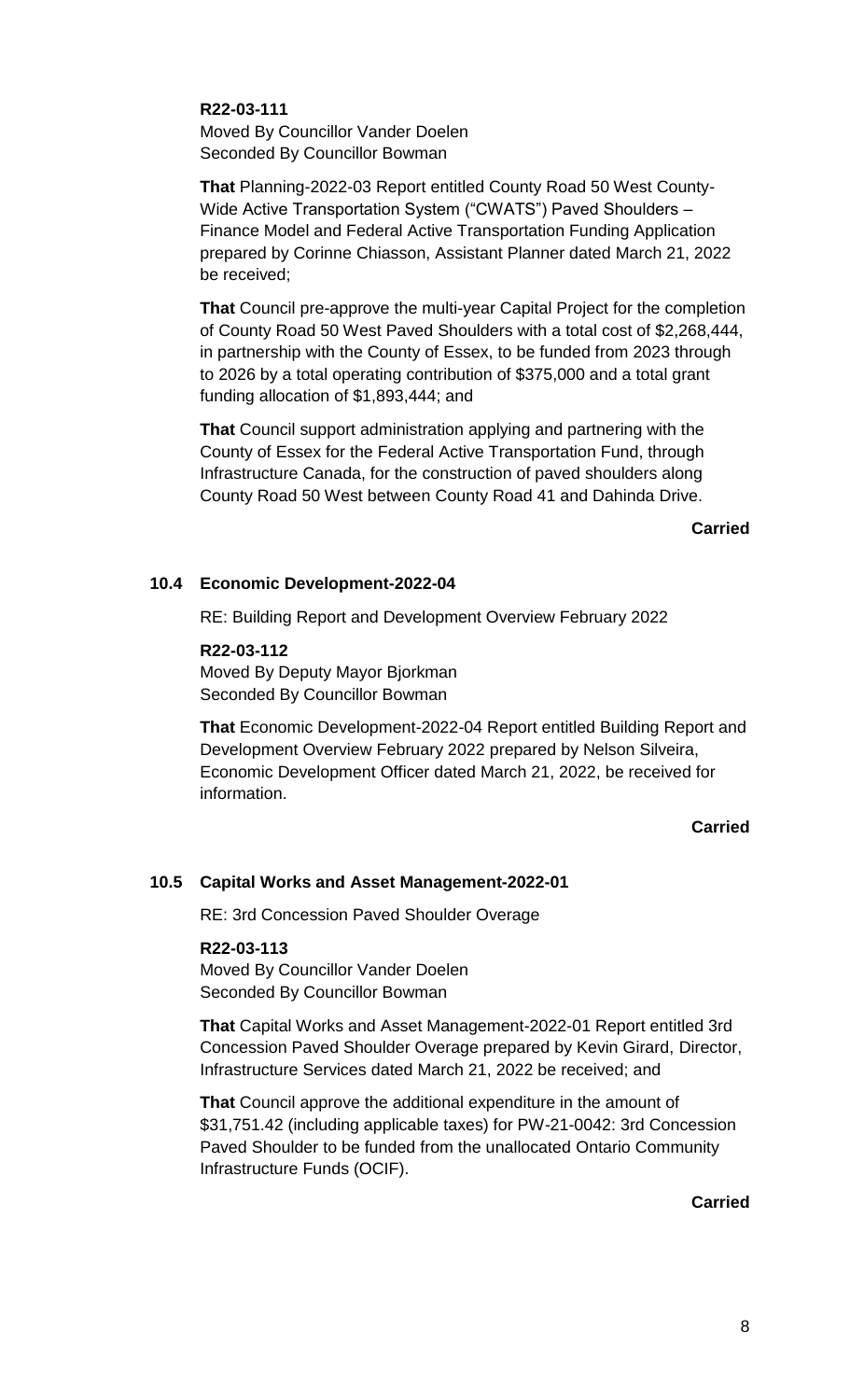**R22-03-111**
Moved By Councillor Vander Doelen
Seconded By Councillor Bowman

**That** Planning-2022-03 Report entitled County Road 50 West County-Wide Active Transportation System ("CWATS") Paved Shoulders – Finance Model and Federal Active Transportation Funding Application prepared by Corinne Chiasson, Assistant Planner dated March 21, 2022 be received;

**That** Council pre-approve the multi-year Capital Project for the completion of County Road 50 West Paved Shoulders with a total cost of $2,268,444, in partnership with the County of Essex, to be funded from 2023 through to 2026 by a total operating contribution of $375,000 and a total grant funding allocation of $1,893,444; and

**That** Council support administration applying and partnering with the County of Essex for the Federal Active Transportation Fund, through Infrastructure Canada, for the construction of paved shoulders along County Road 50 West between County Road 41 and Dahinda Drive.

**Carried**

### 10.4 Economic Development-2022-04

RE: Building Report and Development Overview February 2022

**R22-03-112**
Moved By Deputy Mayor Bjorkman
Seconded By Councillor Bowman

**That** Economic Development-2022-04 Report entitled Building Report and Development Overview February 2022 prepared by Nelson Silveira, Economic Development Officer dated March 21, 2022, be received for information.

**Carried**

### 10.5 Capital Works and Asset Management-2022-01

RE: 3rd Concession Paved Shoulder Overage

**R22-03-113**
Moved By Councillor Vander Doelen
Seconded By Councillor Bowman

**That** Capital Works and Asset Management-2022-01 Report entitled 3rd Concession Paved Shoulder Overage prepared by Kevin Girard, Director, Infrastructure Services dated March 21, 2022 be received; and

**That** Council approve the additional expenditure in the amount of $31,751.42 (including applicable taxes) for PW-21-0042: 3rd Concession Paved Shoulder to be funded from the unallocated Ontario Community Infrastructure Funds (OCIF).

**Carried**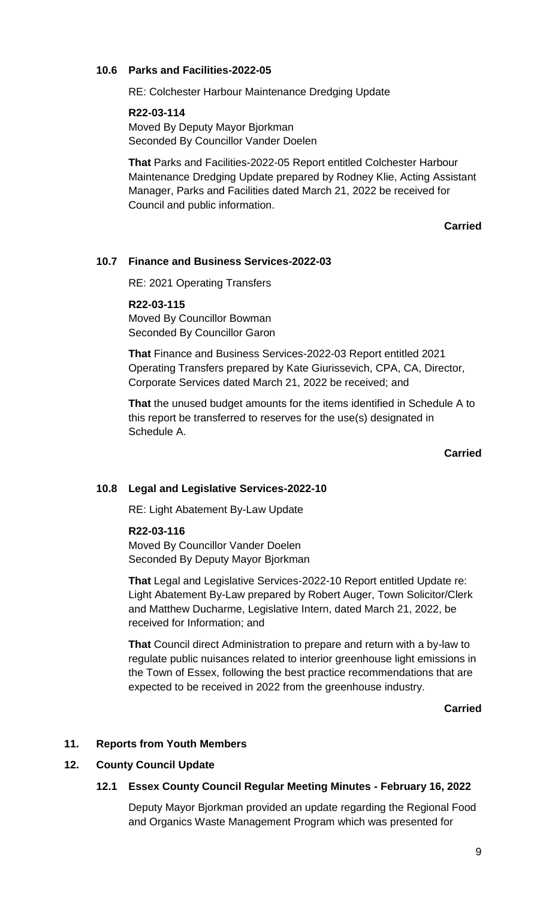### 10.6 Parks and Facilities-2022-05

RE: Colchester Harbour Maintenance Dredging Update

**R22-03-114**
Moved By Deputy Mayor Bjorkman
Seconded By Councillor Vander Doelen

**That** Parks and Facilities-2022-05 Report entitled Colchester Harbour Maintenance Dredging Update prepared by Rodney Klie, Acting Assistant Manager, Parks and Facilities dated March 21, 2022 be received for Council and public information.

**Carried**

### 10.7 Finance and Business Services-2022-03

RE: 2021 Operating Transfers

**R22-03-115**
Moved By Councillor Bowman
Seconded By Councillor Garon

**That** Finance and Business Services-2022-03 Report entitled 2021 Operating Transfers prepared by Kate Giurissevich, CPA, CA, Director, Corporate Services dated March 21, 2022 be received; and

**That** the unused budget amounts for the items identified in Schedule A to this report be transferred to reserves for the use(s) designated in Schedule A.

**Carried**

### 10.8 Legal and Legislative Services-2022-10

RE: Light Abatement By-Law Update

**R22-03-116**
Moved By Councillor Vander Doelen
Seconded By Deputy Mayor Bjorkman

**That** Legal and Legislative Services-2022-10 Report entitled Update re: Light Abatement By-Law prepared by Robert Auger, Town Solicitor/Clerk and Matthew Ducharme, Legislative Intern, dated March 21, 2022, be received for Information; and

**That** Council direct Administration to prepare and return with a by-law to regulate public nuisances related to interior greenhouse light emissions in the Town of Essex, following the best practice recommendations that are expected to be received in 2022 from the greenhouse industry.

**Carried**

## 11. Reports from Youth Members

## 12. County Council Update

### 12.1 Essex County Council Regular Meeting Minutes - February 16, 2022

Deputy Mayor Bjorkman provided an update regarding the Regional Food and Organics Waste Management Program which was presented for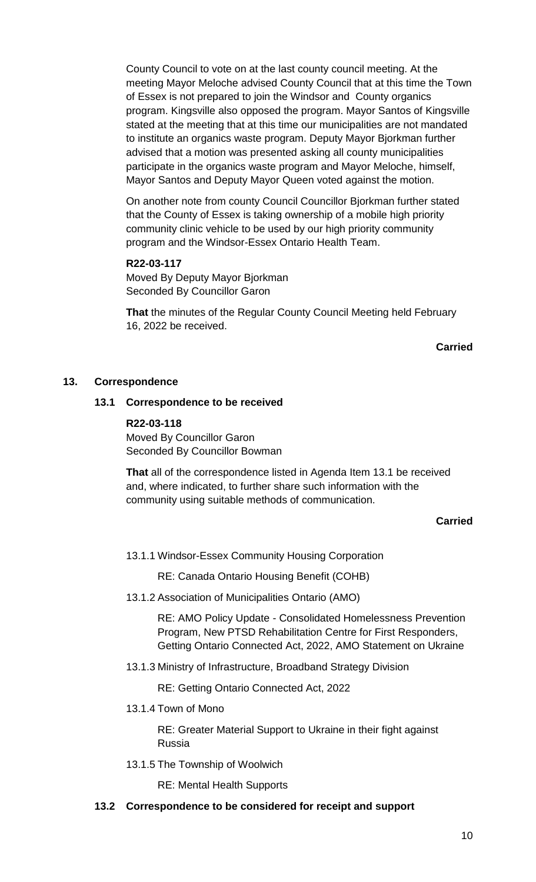County Council to vote on at the last county council meeting. At the meeting Mayor Meloche advised County Council that at this time the Town of Essex is not prepared to join the Windsor and County organics program. Kingsville also opposed the program. Mayor Santos of Kingsville stated at the meeting that at this time our municipalities are not mandated to institute an organics waste program. Deputy Mayor Bjorkman further advised that a motion was presented asking all county municipalities participate in the organics waste program and Mayor Meloche, himself, Mayor Santos and Deputy Mayor Queen voted against the motion.

On another note from county Council Councillor Bjorkman further stated that the County of Essex is taking ownership of a mobile high priority community clinic vehicle to be used by our high priority community program and the Windsor-Essex Ontario Health Team.

**R22-03-117**
Moved By Deputy Mayor Bjorkman
Seconded By Councillor Garon

**That** the minutes of the Regular County Council Meeting held February 16, 2022 be received.

**Carried**

## 13. Correspondence

### 13.1 Correspondence to be received

**R22-03-118**
Moved By Councillor Garon
Seconded By Councillor Bowman

**That** all of the correspondence listed in Agenda Item 13.1 be received and, where indicated, to further share such information with the community using suitable methods of communication.

**Carried**

13.1.1 Windsor-Essex Community Housing Corporation

RE: Canada Ontario Housing Benefit (COHB)

13.1.2 Association of Municipalities Ontario (AMO)

RE: AMO Policy Update - Consolidated Homelessness Prevention Program, New PTSD Rehabilitation Centre for First Responders, Getting Ontario Connected Act, 2022, AMO Statement on Ukraine

13.1.3 Ministry of Infrastructure, Broadband Strategy Division

RE: Getting Ontario Connected Act, 2022

13.1.4 Town of Mono

RE: Greater Material Support to Ukraine in their fight against Russia

13.1.5 The Township of Woolwich

RE: Mental Health Supports

### 13.2 Correspondence to be considered for receipt and support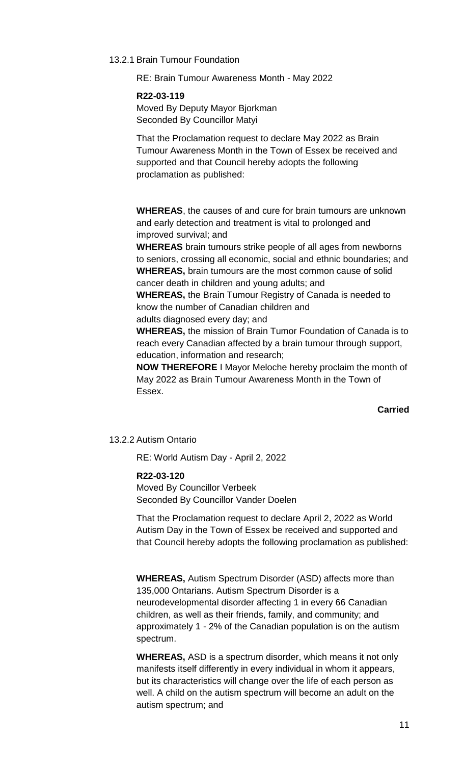13.2.1 Brain Tumour Foundation

RE: Brain Tumour Awareness Month - May 2022

**R22-03-119**
Moved By Deputy Mayor Bjorkman
Seconded By Councillor Matyi

That the Proclamation request to declare May 2022 as Brain Tumour Awareness Month in the Town of Essex be received and supported and that Council hereby adopts the following proclamation as published:

**WHEREAS**, the causes of and cure for brain tumours are unknown and early detection and treatment is vital to prolonged and improved survival; and
**WHEREAS** brain tumours strike people of all ages from newborns to seniors, crossing all economic, social and ethnic boundaries; and
**WHEREAS,** brain tumours are the most common cause of solid cancer death in children and young adults; and
**WHEREAS,** the Brain Tumour Registry of Canada is needed to know the number of Canadian children and adults diagnosed every day; and
**WHEREAS,** the mission of Brain Tumor Foundation of Canada is to reach every Canadian affected by a brain tumour through support, education, information and research;
**NOW THEREFORE** I Mayor Meloche hereby proclaim the month of May 2022 as Brain Tumour Awareness Month in the Town of Essex.

**Carried**

13.2.2 Autism Ontario

RE: World Autism Day - April 2, 2022

**R22-03-120**
Moved By Councillor Verbeek
Seconded By Councillor Vander Doelen

That the Proclamation request to declare April 2, 2022 as World Autism Day in the Town of Essex be received and supported and that Council hereby adopts the following proclamation as published:

**WHEREAS,** Autism Spectrum Disorder (ASD) affects more than 135,000 Ontarians. Autism Spectrum Disorder is a neurodevelopmental disorder affecting 1 in every 66 Canadian children, as well as their friends, family, and community; and approximately 1 - 2% of the Canadian population is on the autism spectrum.

**WHEREAS,** ASD is a spectrum disorder, which means it not only manifests itself differently in every individual in whom it appears, but its characteristics will change over the life of each person as well. A child on the autism spectrum will become an adult on the autism spectrum; and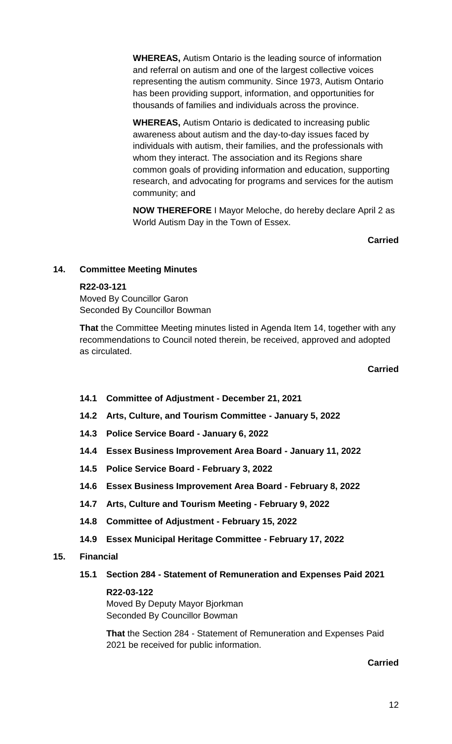**WHEREAS,** Autism Ontario is the leading source of information and referral on autism and one of the largest collective voices representing the autism community. Since 1973, Autism Ontario has been providing support, information, and opportunities for thousands of families and individuals across the province.

**WHEREAS,** Autism Ontario is dedicated to increasing public awareness about autism and the day-to-day issues faced by individuals with autism, their families, and the professionals with whom they interact. The association and its Regions share common goals of providing information and education, supporting research, and advocating for programs and services for the autism community; and

**NOW THEREFORE** I Mayor Meloche, do hereby declare April 2 as World Autism Day in the Town of Essex.

**Carried**

## 14. Committee Meeting Minutes

**R22-03-121**
Moved By Councillor Garon
Seconded By Councillor Bowman

**That** the Committee Meeting minutes listed in Agenda Item 14, together with any recommendations to Council noted therein, be received, approved and adopted as circulated.

**Carried**

### 14.1 Committee of Adjustment - December 21, 2021

### 14.2 Arts, Culture, and Tourism Committee - January 5, 2022

### 14.3 Police Service Board - January 6, 2022

### 14.4 Essex Business Improvement Area Board - January 11, 2022

### 14.5 Police Service Board - February 3, 2022

### 14.6 Essex Business Improvement Area Board - February 8, 2022

### 14.7 Arts, Culture and Tourism Meeting - February 9, 2022

### 14.8 Committee of Adjustment - February 15, 2022

### 14.9 Essex Municipal Heritage Committee - February 17, 2022

## 15. Financial

### 15.1 Section 284 - Statement of Remuneration and Expenses Paid 2021

**R22-03-122**
Moved By Deputy Mayor Bjorkman
Seconded By Councillor Bowman

**That** the Section 284 - Statement of Remuneration and Expenses Paid 2021 be received for public information.

**Carried**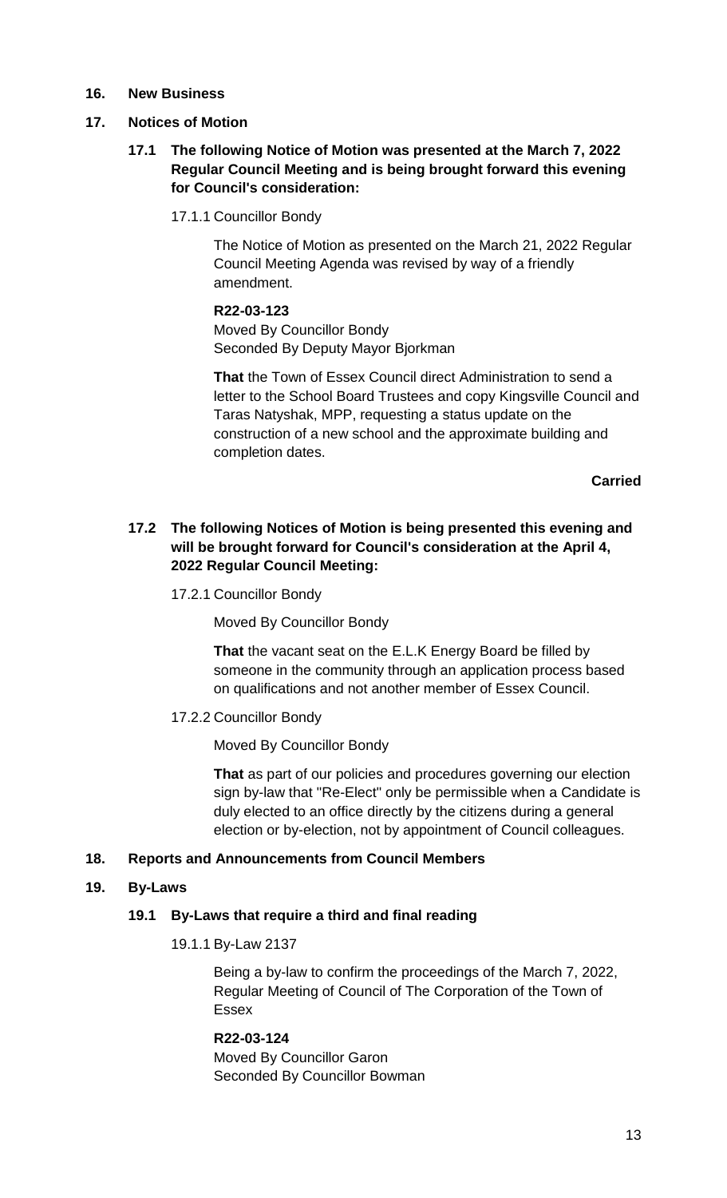## 16. New Business

## 17. Notices of Motion

### 17.1 The following Notice of Motion was presented at the March 7, 2022 Regular Council Meeting and is being brought forward this evening for Council's consideration:

17.1.1 Councillor Bondy

The Notice of Motion as presented on the March 21, 2022 Regular Council Meeting Agenda was revised by way of a friendly amendment.

**R22-03-123**
Moved By Councillor Bondy
Seconded By Deputy Mayor Bjorkman

**That** the Town of Essex Council direct Administration to send a letter to the School Board Trustees and copy Kingsville Council and Taras Natyshak, MPP, requesting a status update on the construction of a new school and the approximate building and completion dates.

**Carried**

### 17.2 The following Notices of Motion is being presented this evening and will be brought forward for Council's consideration at the April 4, 2022 Regular Council Meeting:

17.2.1 Councillor Bondy

Moved By Councillor Bondy

**That** the vacant seat on the E.L.K Energy Board be filled by someone in the community through an application process based on qualifications and not another member of Essex Council.

17.2.2 Councillor Bondy

Moved By Councillor Bondy

**That** as part of our policies and procedures governing our election sign by-law that "Re-Elect" only be permissible when a Candidate is duly elected to an office directly by the citizens during a general election or by-election, not by appointment of Council colleagues.

## 18. Reports and Announcements from Council Members

## 19. By-Laws

### 19.1 By-Laws that require a third and final reading

19.1.1 By-Law 2137

Being a by-law to confirm the proceedings of the March 7, 2022, Regular Meeting of Council of The Corporation of the Town of Essex

**R22-03-124**
Moved By Councillor Garon
Seconded By Councillor Bowman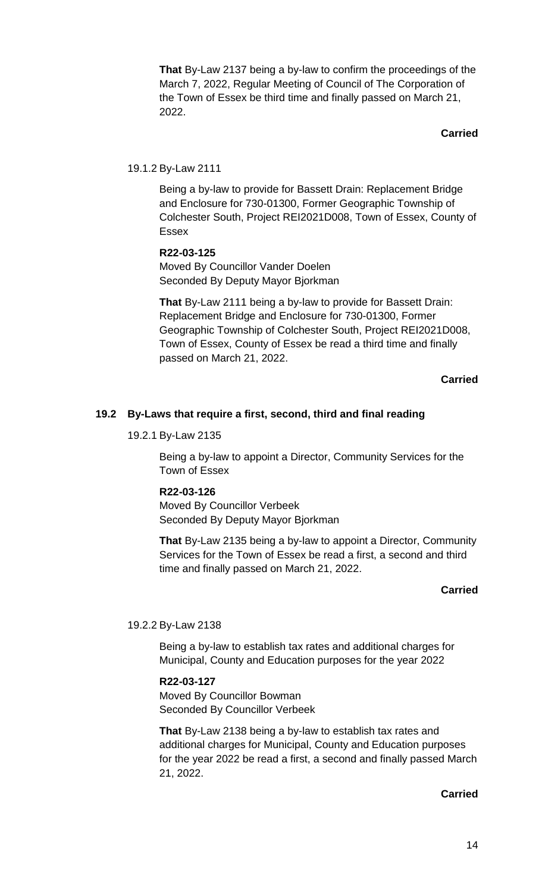**That** By-Law 2137 being a by-law to confirm the proceedings of the March 7, 2022, Regular Meeting of Council of The Corporation of the Town of Essex be third time and finally passed on March 21, 2022.

**Carried**

#### 19.1.2 By-Law 2111

Being a by-law to provide for Bassett Drain: Replacement Bridge and Enclosure for 730-01300, Former Geographic Township of Colchester South, Project REI2021D008, Town of Essex, County of Essex

**R22-03-125**
Moved By Councillor Vander Doelen
Seconded By Deputy Mayor Bjorkman

**That** By-Law 2111 being a by-law to provide for Bassett Drain: Replacement Bridge and Enclosure for 730-01300, Former Geographic Township of Colchester South, Project REI2021D008, Town of Essex, County of Essex be read a third time and finally passed on March 21, 2022.

**Carried**

### 19.2 By-Laws that require a first, second, third and final reading

#### 19.2.1 By-Law 2135

Being a by-law to appoint a Director, Community Services for the Town of Essex

**R22-03-126**
Moved By Councillor Verbeek
Seconded By Deputy Mayor Bjorkman

**That** By-Law 2135 being a by-law to appoint a Director, Community Services for the Town of Essex be read a first, a second and third time and finally passed on March 21, 2022.

**Carried**

#### 19.2.2 By-Law 2138

Being a by-law to establish tax rates and additional charges for Municipal, County and Education purposes for the year 2022

**R22-03-127**
Moved By Councillor Bowman
Seconded By Councillor Verbeek

**That** By-Law 2138 being a by-law to establish tax rates and additional charges for Municipal, County and Education purposes for the year 2022 be read a first, a second and finally passed March 21, 2022.

**Carried**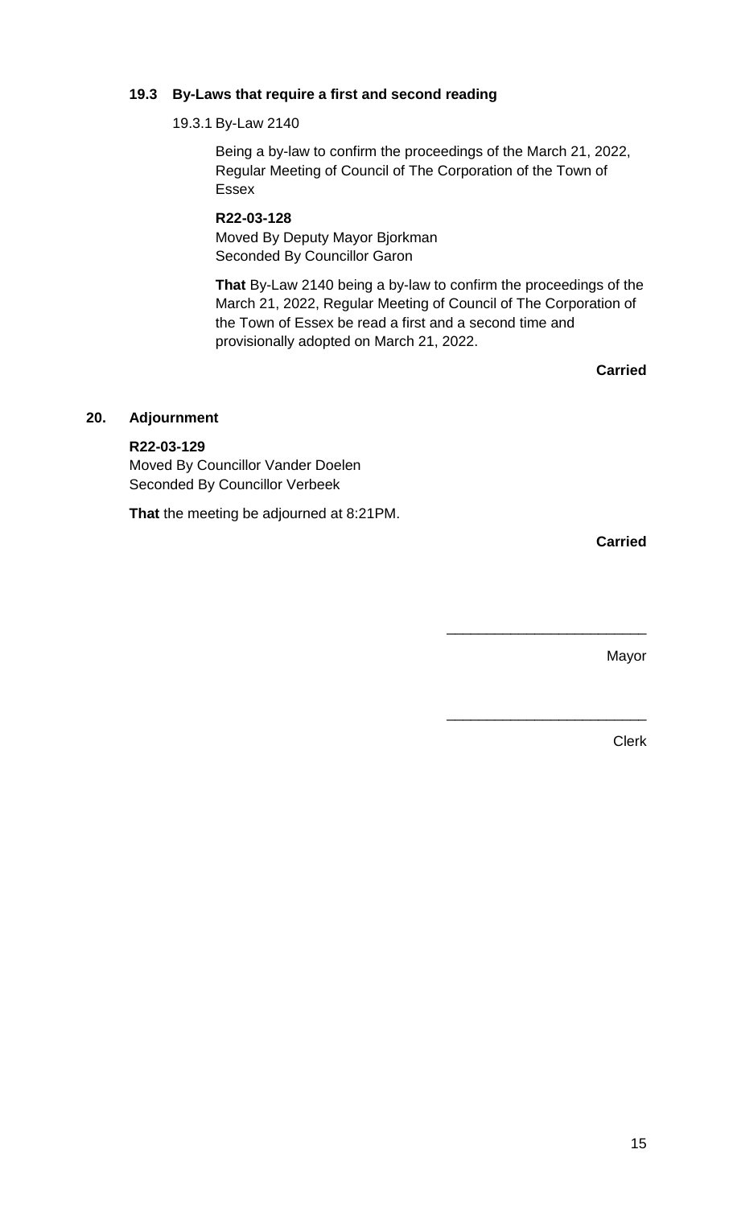### 19.3 By-Laws that require a first and second reading

19.3.1 By-Law 2140

Being a by-law to confirm the proceedings of the March 21, 2022, Regular Meeting of Council of The Corporation of the Town of Essex

**R22-03-128**
Moved By Deputy Mayor Bjorkman
Seconded By Councillor Garon

**That** By-Law 2140 being a by-law to confirm the proceedings of the March 21, 2022, Regular Meeting of Council of The Corporation of the Town of Essex be read a first and a second time and provisionally adopted on March 21, 2022.

**Carried**

## 20. Adjournment

**R22-03-129**
Moved By Councillor Vander Doelen
Seconded By Councillor Verbeek

**That** the meeting be adjourned at 8:21PM.

**Carried**

_________________________

Mayor

_________________________

Clerk